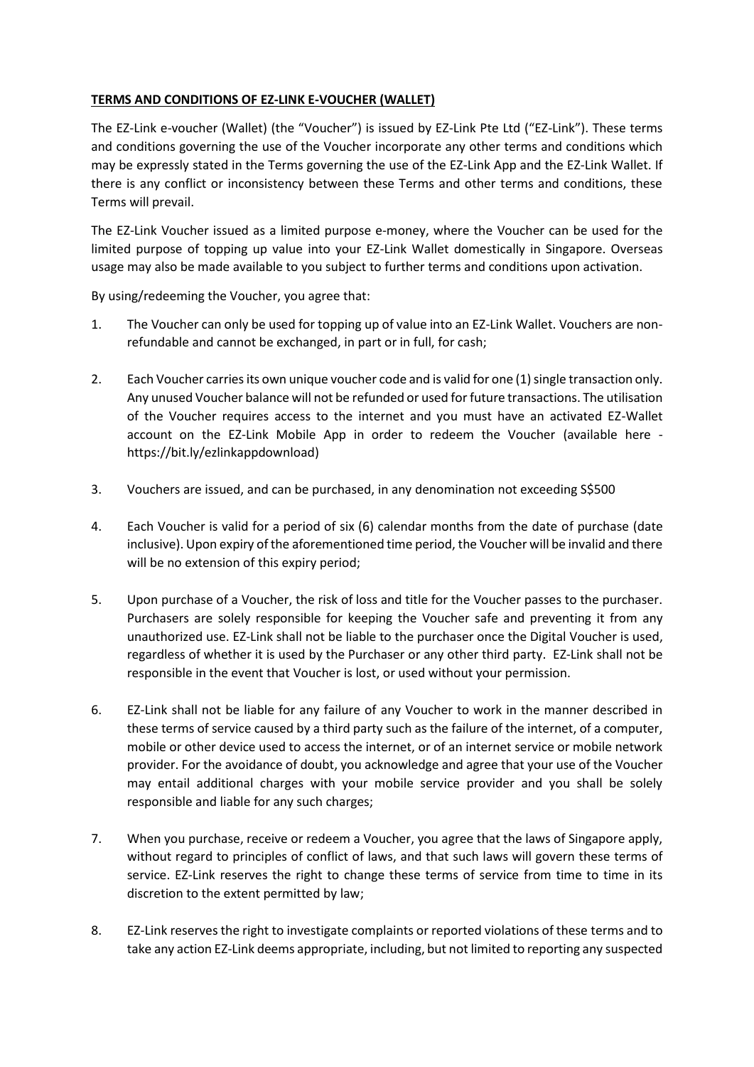**TERMS AND CONDITIONS OF EZ-LINK E-VOUCHER (WALLET)**

The EZ-Link e-voucher (Wallet) (the "Voucher") is issued by EZ-Link Pte Ltd ("EZ-Link"). These terms and conditions governing the use of the Voucher incorporate any other terms and conditions which may be expressly stated in the Terms governing the use of the EZ-Link App and the EZ-Link Wallet. If there is any conflict or inconsistency between these Terms and other terms and conditions, these Terms will prevail.

The EZ-Link Voucher issued as a limited purpose e-money, where the Voucher can be used for the limited purpose of topping up value into your EZ-Link Wallet domestically in Singapore. Overseas usage may also be made available to you subject to further terms and conditions upon activation.

By using/redeeming the Voucher, you agree that:

1. The Voucher can only be used for topping up of value into an EZ-Link Wallet. Vouchers are non-refundable and cannot be exchanged, in part or in full, for cash;

2. Each Voucher carries its own unique voucher code and is valid for one (1) single transaction only. Any unused Voucher balance will not be refunded or used for future transactions. The utilisation of the Voucher requires access to the internet and you must have an activated EZ-Wallet account on the EZ-Link Mobile App in order to redeem the Voucher (available here - https://bit.ly/ezlinkappdownload)

3. Vouchers are issued, and can be purchased, in any denomination not exceeding S$500

4. Each Voucher is valid for a period of six (6) calendar months from the date of purchase (date inclusive). Upon expiry of the aforementioned time period, the Voucher will be invalid and there will be no extension of this expiry period;

5. Upon purchase of a Voucher, the risk of loss and title for the Voucher passes to the purchaser. Purchasers are solely responsible for keeping the Voucher safe and preventing it from any unauthorized use. EZ-Link shall not be liable to the purchaser once the Digital Voucher is used, regardless of whether it is used by the Purchaser or any other third party. EZ-Link shall not be responsible in the event that Voucher is lost, or used without your permission.

6. EZ-Link shall not be liable for any failure of any Voucher to work in the manner described in these terms of service caused by a third party such as the failure of the internet, of a computer, mobile or other device used to access the internet, or of an internet service or mobile network provider. For the avoidance of doubt, you acknowledge and agree that your use of the Voucher may entail additional charges with your mobile service provider and you shall be solely responsible and liable for any such charges;

7. When you purchase, receive or redeem a Voucher, you agree that the laws of Singapore apply, without regard to principles of conflict of laws, and that such laws will govern these terms of service. EZ-Link reserves the right to change these terms of service from time to time in its discretion to the extent permitted by law;

8. EZ-Link reserves the right to investigate complaints or reported violations of these terms and to take any action EZ-Link deems appropriate, including, but not limited to reporting any suspected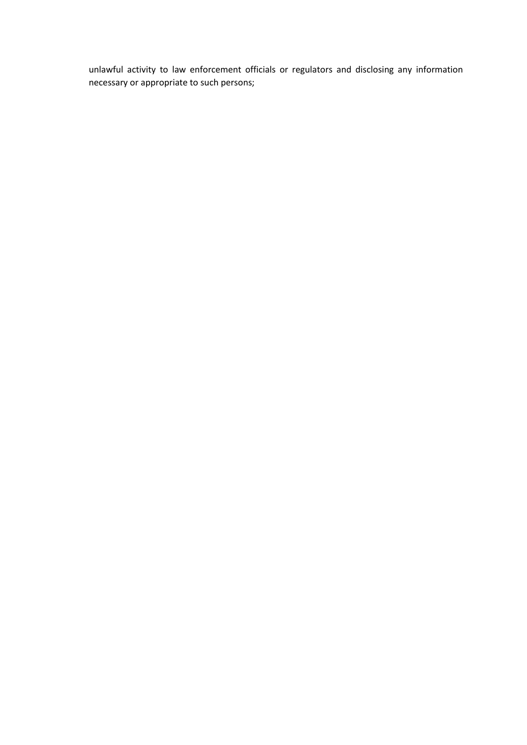unlawful activity to law enforcement officials or regulators and disclosing any information necessary or appropriate to such persons;